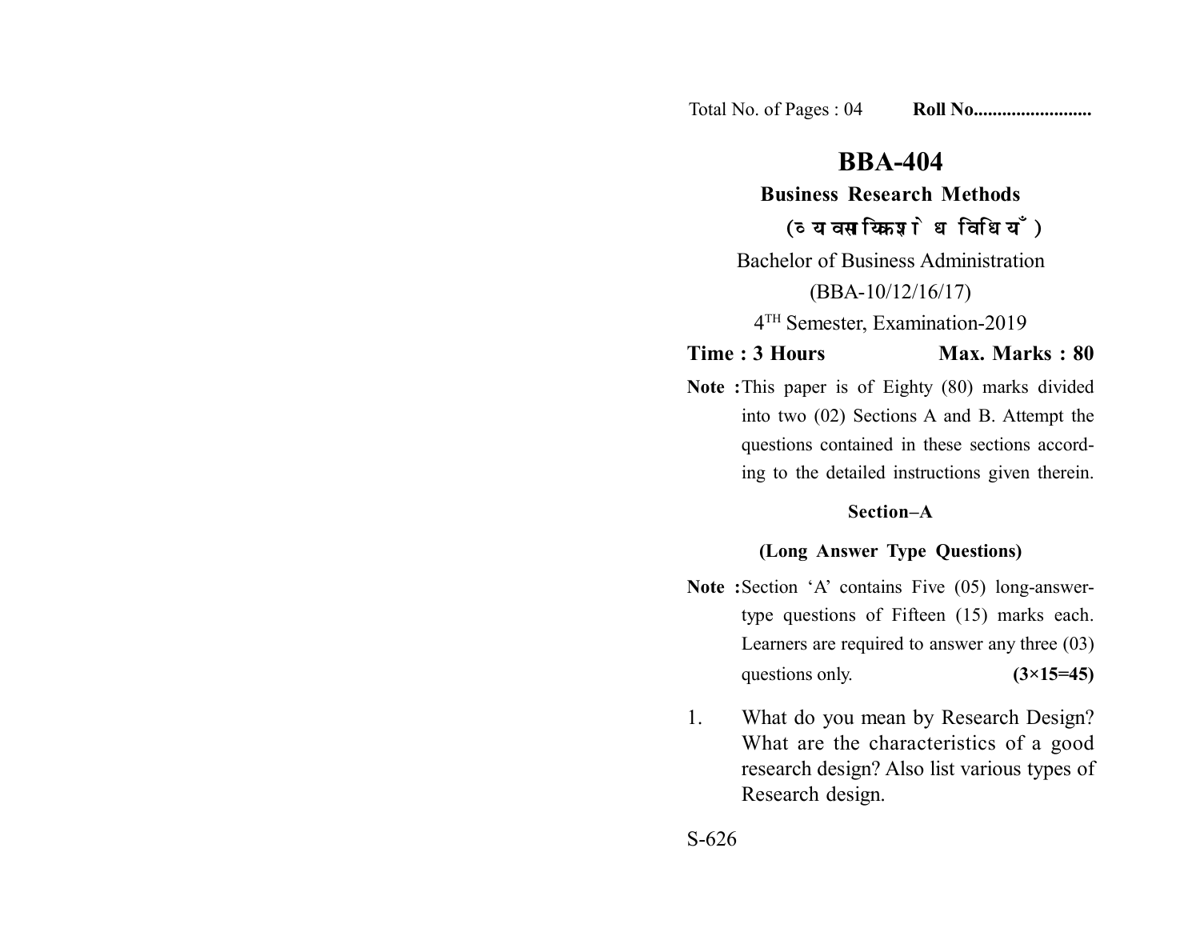Total No. of Pages : 04 **Roll No........................**

# BBA-404

## Business Research Methods

**(व्यावसायिक शोध विधियाँ)**

Bachelor of Business Administration

(BBA-10/12/16/17)

4TH Semester, Examination-2019

**Time : 3 Hours** **Max. Marks : 80**

**Note :** This paper is of Eighty (80) marks divided into two (02) Sections A and B. Attempt the questions contained in these sections according to the detailed instructions given therein.

### Section–A

### (Long Answer Type Questions)

**Note :** Section 'A' contains Five (05) long-answer-type questions of Fifteen (15) marks each. Learners are required to answer any three (03) questions only. **(3×15=45)**

1. What do you mean by Research Design? What are the characteristics of a good research design? Also list various types of Research design.

S-626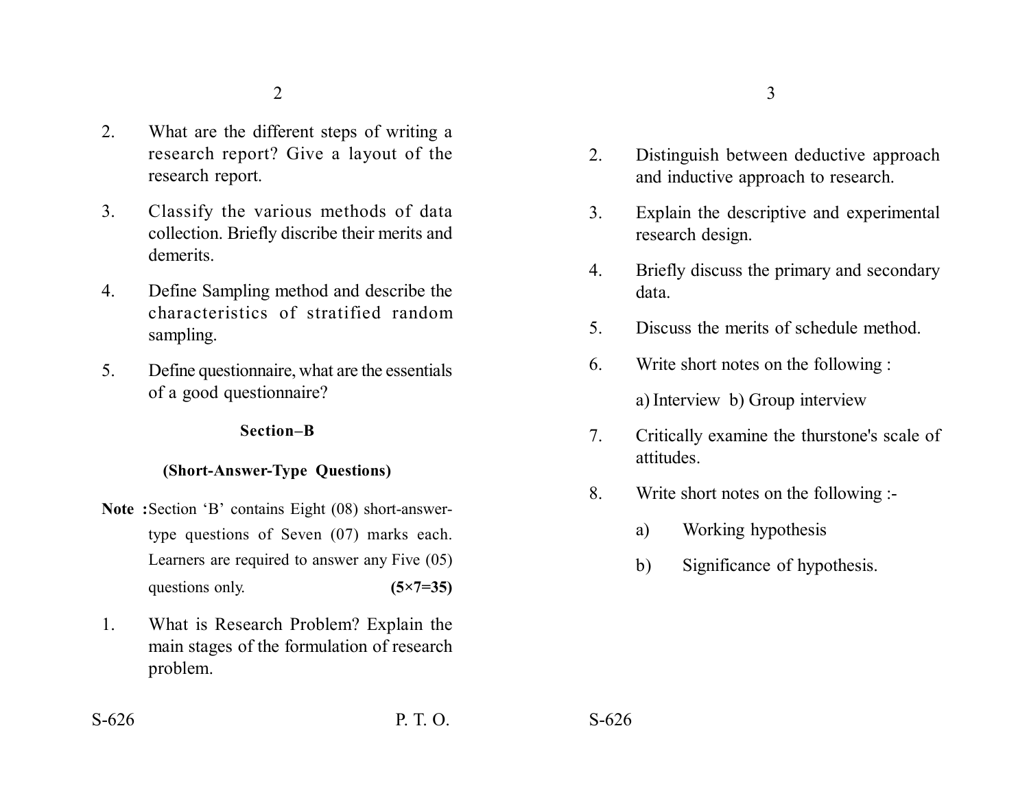2. What are the different steps of writing a research report? Give a layout of the research report.

3. Classify the various methods of data collection. Briefly discribe their merits and demerits.

4. Define Sampling method and describe the characteristics of stratified random sampling.

5. Define questionnaire, what are the essentials of a good questionnaire?

## Section–B

### (Short-Answer-Type Questions)

**Note :** Section 'B' contains Eight (08) short-answer-type questions of Seven (07) marks each. Learners are required to answer any Five (05) questions only. **(5×7=35)**

1. What is Research Problem? Explain the main stages of the formulation of research problem.

2. Distinguish between deductive approach and inductive approach to research.

3. Explain the descriptive and experimental research design.

4. Briefly discuss the primary and secondary data.

5. Discuss the merits of schedule method.

6. Write short notes on the following :

   a) Interview b) Group interview

7. Critically examine the thurstone's scale of attitudes.

8. Write short notes on the following :-

   a) Working hypothesis

   b) Significance of hypothesis.